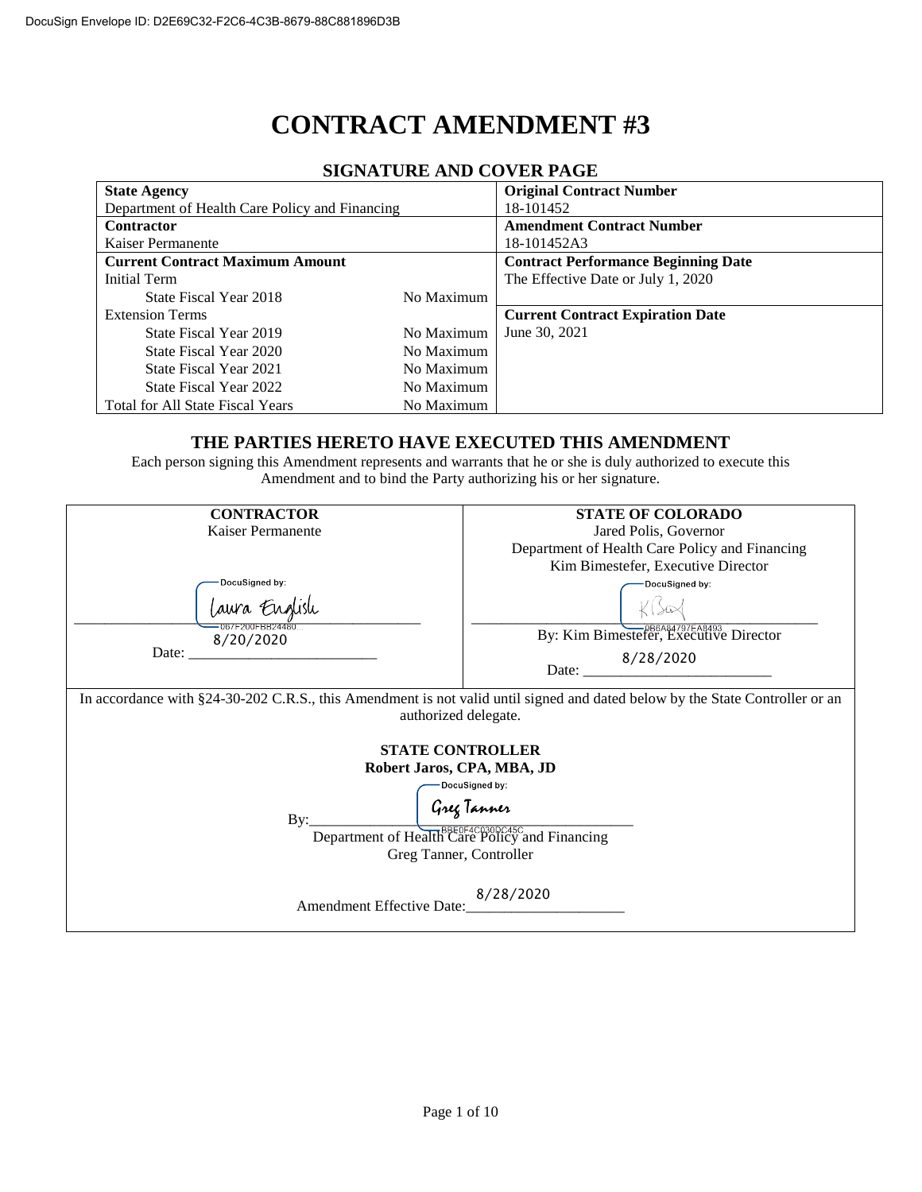DocuSign Envelope ID: D2E69C32-F2C6-4C3B-8679-88C881896D3B

# CONTRACT AMENDMENT #3

## SIGNATURE AND COVER PAGE

| **State Agency** | | **Original Contract Number** |
|---|---|---|
| Department of Health Care Policy and Financing | | 18-101452 |
| **Contractor** | | **Amendment Contract Number** |
| Kaiser Permanente | | 18-101452A3 |
| **Current Contract Maximum Amount** | | **Contract Performance Beginning Date** |
| Initial Term | | The Effective Date or July 1, 2020 |
| State Fiscal Year 2018 | No Maximum | |
| Extension Terms | | **Current Contract Expiration Date** |
| State Fiscal Year 2019 | No Maximum | June 30, 2021 |
| State Fiscal Year 2020 | No Maximum | |
| State Fiscal Year 2021 | No Maximum | |
| State Fiscal Year 2022 | No Maximum | |
| Total for All State Fiscal Years | No Maximum | |

### THE PARTIES HERETO HAVE EXECUTED THIS AMENDMENT

Each person signing this Amendment represents and warrants that he or she is duly authorized to execute this Amendment and to bind the Party authorizing his or her signature.

| **CONTRACTOR** | **STATE OF COLORADO** |
|---|---|
| Kaiser Permanente | Jared Polis, Governor<br>Department of Health Care Policy and Financing<br>Kim Bimestefer, Executive Director |
| DocuSigned by: Laura English<br>067F200FBB24480... | DocuSigned by: KBox<br>0B6A84797EA8493...<br>By: Kim Bimestefer, Executive Director |
| Date: 8/20/2020 | Date: 8/28/2020 |

In accordance with §24-30-202 C.R.S., this Amendment is not valid until signed and dated below by the State Controller or an authorized delegate.

**STATE CONTROLLER**
**Robert Jaros, CPA, MBA, JD**

By: DocuSigned by: Greg Tanner
BBE0F4C030DC45C...
Department of Health Care Policy and Financing
Greg Tanner, Controller

Amendment Effective Date: 8/28/2020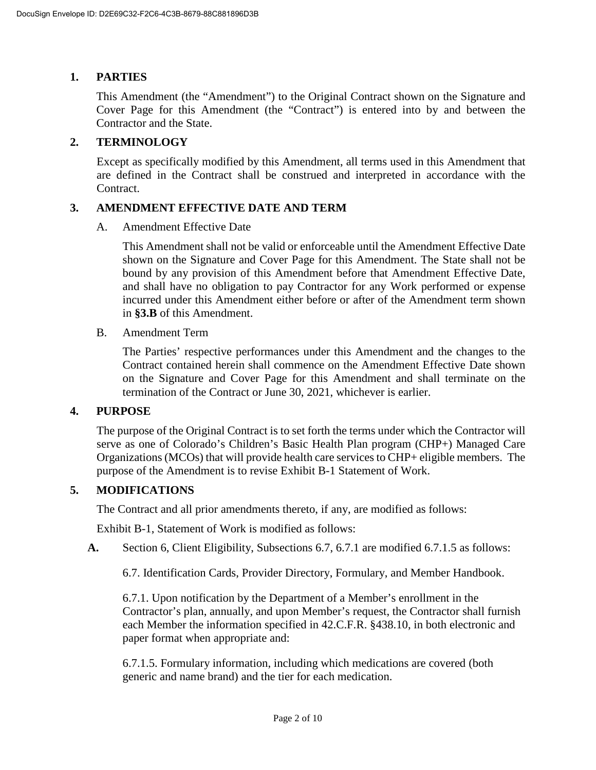## 1. PARTIES

This Amendment (the "Amendment") to the Original Contract shown on the Signature and Cover Page for this Amendment (the "Contract") is entered into by and between the Contractor and the State.

## 2. TERMINOLOGY

Except as specifically modified by this Amendment, all terms used in this Amendment that are defined in the Contract shall be construed and interpreted in accordance with the Contract.

## 3. AMENDMENT EFFECTIVE DATE AND TERM

A. Amendment Effective Date

This Amendment shall not be valid or enforceable until the Amendment Effective Date shown on the Signature and Cover Page for this Amendment. The State shall not be bound by any provision of this Amendment before that Amendment Effective Date, and shall have no obligation to pay Contractor for any Work performed or expense incurred under this Amendment either before or after of the Amendment term shown in **§3.B** of this Amendment.

B. Amendment Term

The Parties' respective performances under this Amendment and the changes to the Contract contained herein shall commence on the Amendment Effective Date shown on the Signature and Cover Page for this Amendment and shall terminate on the termination of the Contract or June 30, 2021, whichever is earlier.

## 4. PURPOSE

The purpose of the Original Contract is to set forth the terms under which the Contractor will serve as one of Colorado's Children's Basic Health Plan program (CHP+) Managed Care Organizations (MCOs) that will provide health care services to CHP+ eligible members. The purpose of the Amendment is to revise Exhibit B-1 Statement of Work.

## 5. MODIFICATIONS

The Contract and all prior amendments thereto, if any, are modified as follows:

Exhibit B-1, Statement of Work is modified as follows:

**A.** Section 6, Client Eligibility, Subsections 6.7, 6.7.1 are modified 6.7.1.5 as follows:

6.7. Identification Cards, Provider Directory, Formulary, and Member Handbook.

6.7.1. Upon notification by the Department of a Member's enrollment in the Contractor's plan, annually, and upon Member's request, the Contractor shall furnish each Member the information specified in 42.C.F.R. §438.10, in both electronic and paper format when appropriate and:

6.7.1.5. Formulary information, including which medications are covered (both generic and name brand) and the tier for each medication.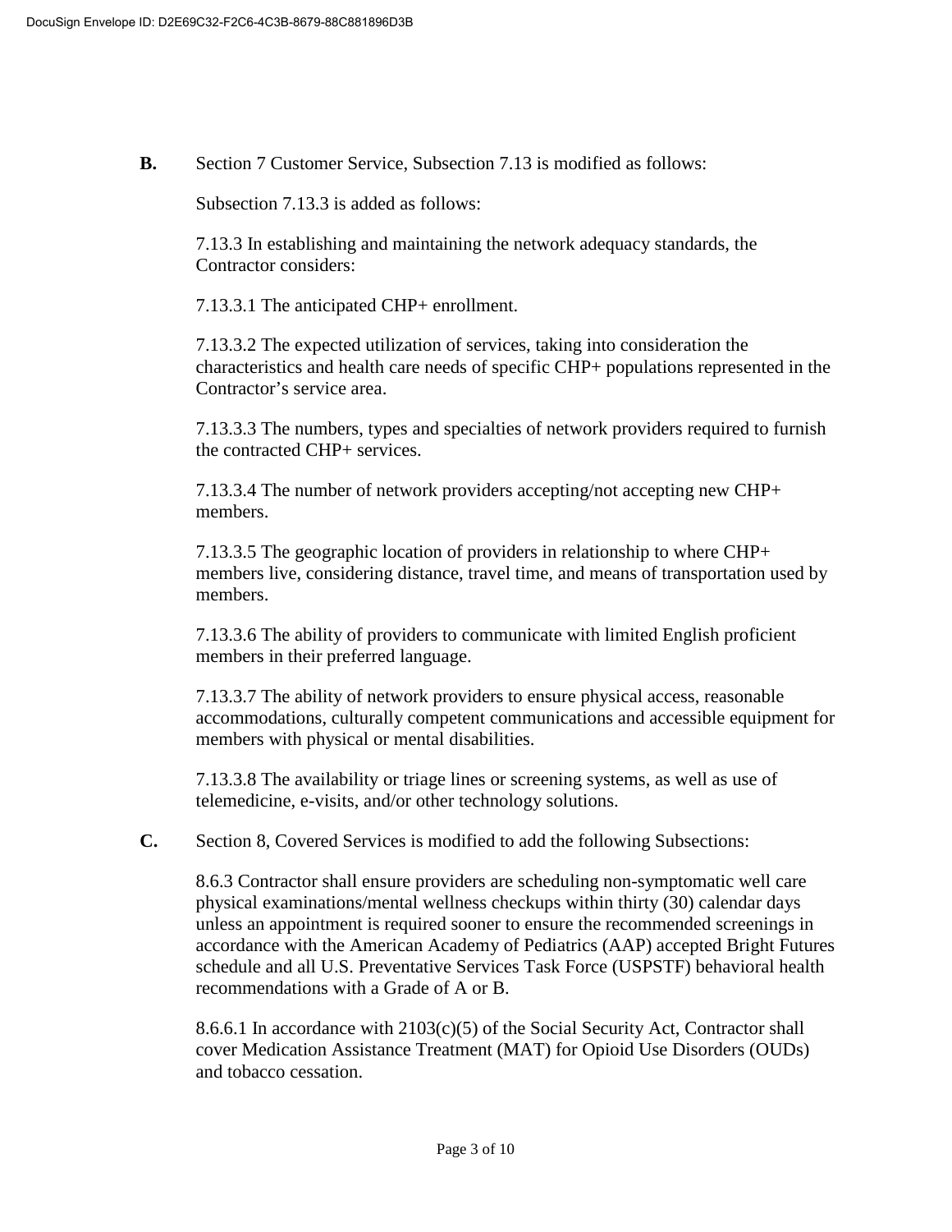**B.** Section 7 Customer Service, Subsection 7.13 is modified as follows:

Subsection 7.13.3 is added as follows:

7.13.3 In establishing and maintaining the network adequacy standards, the Contractor considers:

7.13.3.1 The anticipated CHP+ enrollment.

7.13.3.2 The expected utilization of services, taking into consideration the characteristics and health care needs of specific CHP+ populations represented in the Contractor's service area.

7.13.3.3 The numbers, types and specialties of network providers required to furnish the contracted CHP+ services.

7.13.3.4 The number of network providers accepting/not accepting new CHP+ members.

7.13.3.5 The geographic location of providers in relationship to where CHP+ members live, considering distance, travel time, and means of transportation used by members.

7.13.3.6 The ability of providers to communicate with limited English proficient members in their preferred language.

7.13.3.7 The ability of network providers to ensure physical access, reasonable accommodations, culturally competent communications and accessible equipment for members with physical or mental disabilities.

7.13.3.8 The availability or triage lines or screening systems, as well as use of telemedicine, e-visits, and/or other technology solutions.

**C.** Section 8, Covered Services is modified to add the following Subsections:

8.6.3 Contractor shall ensure providers are scheduling non-symptomatic well care physical examinations/mental wellness checkups within thirty (30) calendar days unless an appointment is required sooner to ensure the recommended screenings in accordance with the American Academy of Pediatrics (AAP) accepted Bright Futures schedule and all U.S. Preventative Services Task Force (USPSTF) behavioral health recommendations with a Grade of A or B.

8.6.6.1 In accordance with 2103(c)(5) of the Social Security Act, Contractor shall cover Medication Assistance Treatment (MAT) for Opioid Use Disorders (OUDs) and tobacco cessation.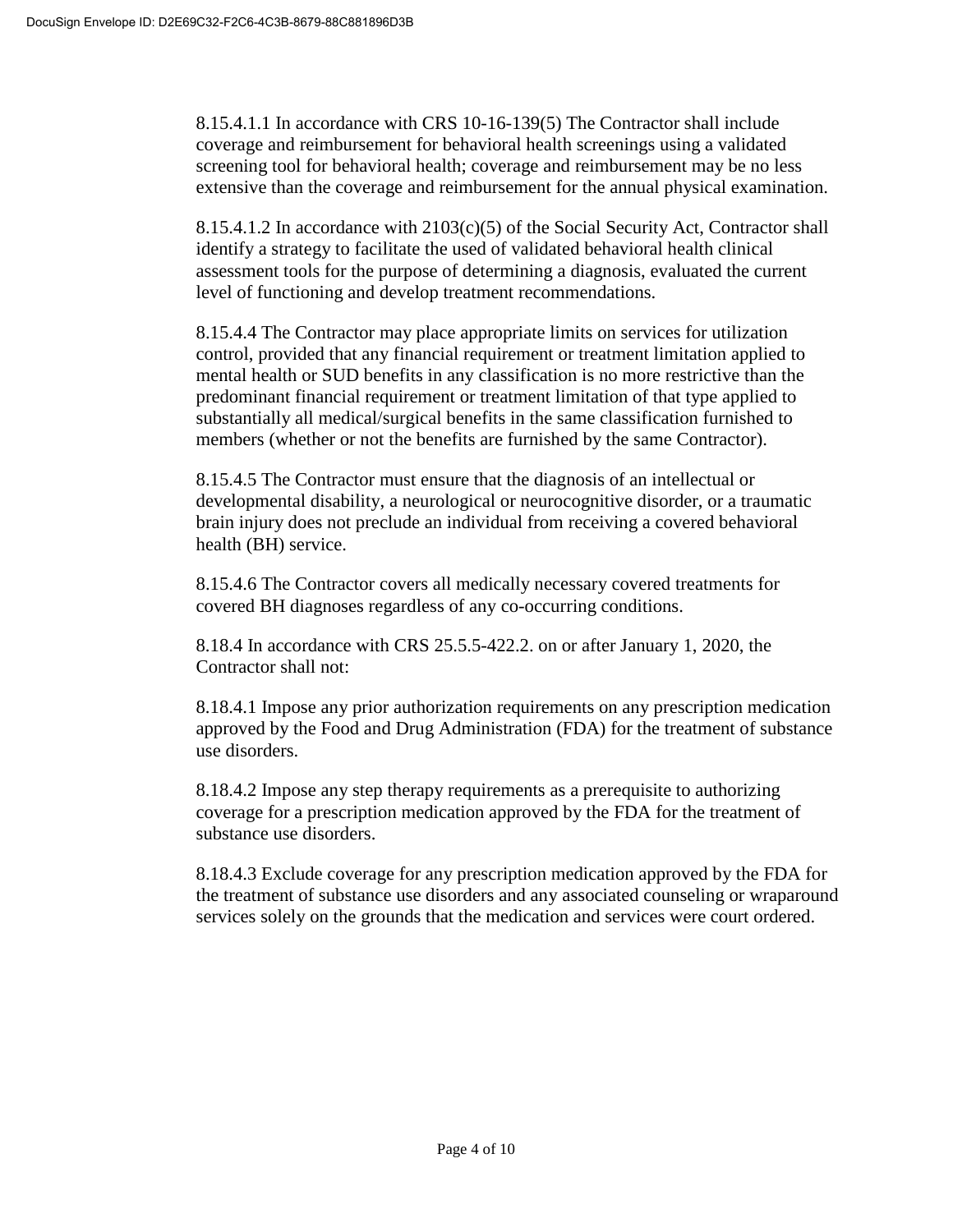8.15.4.1.1 In accordance with CRS 10-16-139(5) The Contractor shall include coverage and reimbursement for behavioral health screenings using a validated screening tool for behavioral health; coverage and reimbursement may be no less extensive than the coverage and reimbursement for the annual physical examination.

8.15.4.1.2 In accordance with 2103(c)(5) of the Social Security Act, Contractor shall identify a strategy to facilitate the used of validated behavioral health clinical assessment tools for the purpose of determining a diagnosis, evaluated the current level of functioning and develop treatment recommendations.

8.15.4.4 The Contractor may place appropriate limits on services for utilization control, provided that any financial requirement or treatment limitation applied to mental health or SUD benefits in any classification is no more restrictive than the predominant financial requirement or treatment limitation of that type applied to substantially all medical/surgical benefits in the same classification furnished to members (whether or not the benefits are furnished by the same Contractor).

8.15.4.5 The Contractor must ensure that the diagnosis of an intellectual or developmental disability, a neurological or neurocognitive disorder, or a traumatic brain injury does not preclude an individual from receiving a covered behavioral health (BH) service.

8.15.4.6 The Contractor covers all medically necessary covered treatments for covered BH diagnoses regardless of any co-occurring conditions.

8.18.4 In accordance with CRS 25.5.5-422.2. on or after January 1, 2020, the Contractor shall not:

8.18.4.1 Impose any prior authorization requirements on any prescription medication approved by the Food and Drug Administration (FDA) for the treatment of substance use disorders.

8.18.4.2 Impose any step therapy requirements as a prerequisite to authorizing coverage for a prescription medication approved by the FDA for the treatment of substance use disorders.

8.18.4.3 Exclude coverage for any prescription medication approved by the FDA for the treatment of substance use disorders and any associated counseling or wraparound services solely on the grounds that the medication and services were court ordered.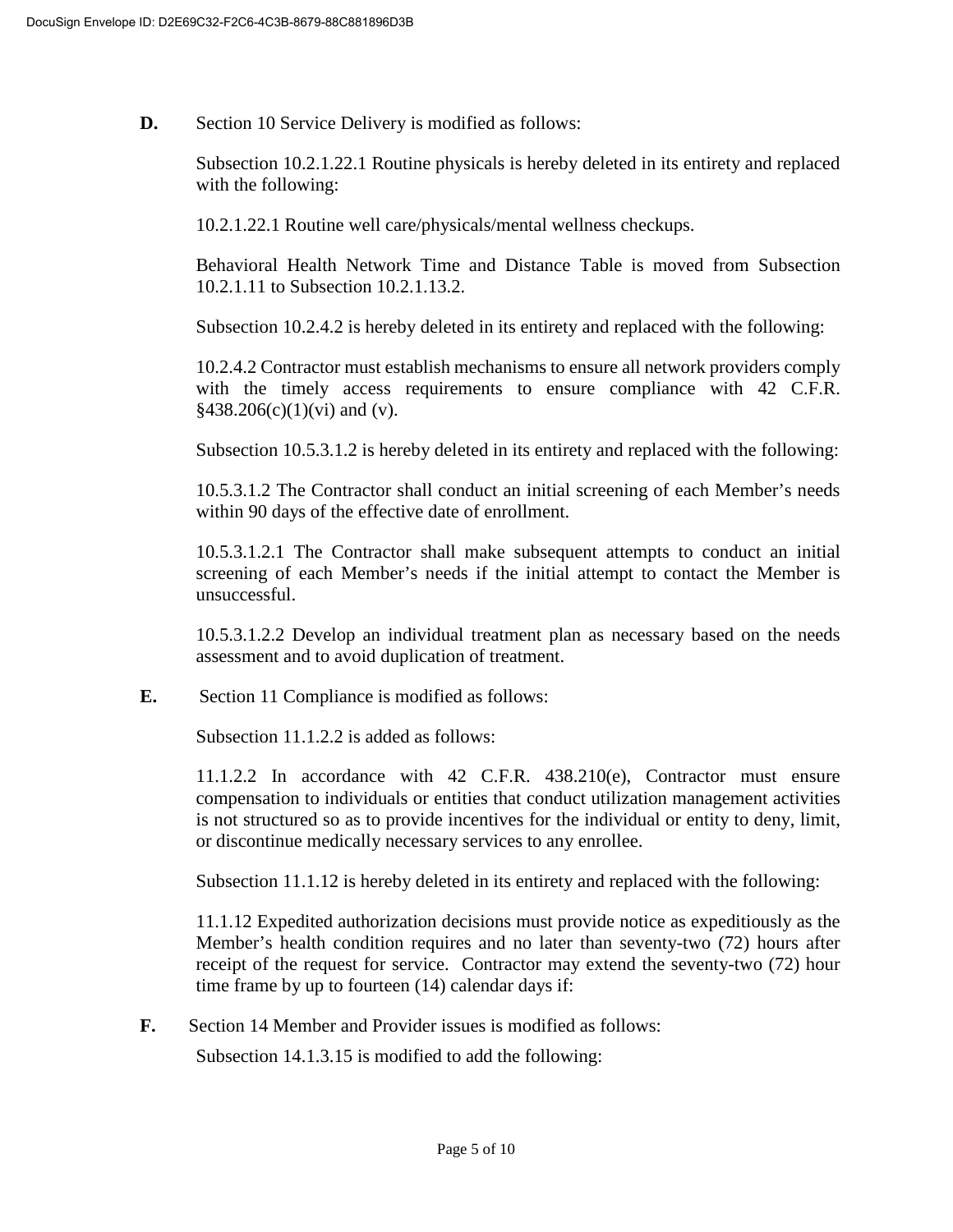**D.** Section 10 Service Delivery is modified as follows:

Subsection 10.2.1.22.1 Routine physicals is hereby deleted in its entirety and replaced with the following:

10.2.1.22.1 Routine well care/physicals/mental wellness checkups.

Behavioral Health Network Time and Distance Table is moved from Subsection 10.2.1.11 to Subsection 10.2.1.13.2.

Subsection 10.2.4.2 is hereby deleted in its entirety and replaced with the following:

10.2.4.2 Contractor must establish mechanisms to ensure all network providers comply with the timely access requirements to ensure compliance with 42 C.F.R. §438.206(c)(1)(vi) and (v).

Subsection 10.5.3.1.2 is hereby deleted in its entirety and replaced with the following:

10.5.3.1.2 The Contractor shall conduct an initial screening of each Member's needs within 90 days of the effective date of enrollment.

10.5.3.1.2.1 The Contractor shall make subsequent attempts to conduct an initial screening of each Member's needs if the initial attempt to contact the Member is unsuccessful.

10.5.3.1.2.2 Develop an individual treatment plan as necessary based on the needs assessment and to avoid duplication of treatment.

**E.** Section 11 Compliance is modified as follows:

Subsection 11.1.2.2 is added as follows:

11.1.2.2 In accordance with 42 C.F.R. 438.210(e), Contractor must ensure compensation to individuals or entities that conduct utilization management activities is not structured so as to provide incentives for the individual or entity to deny, limit, or discontinue medically necessary services to any enrollee.

Subsection 11.1.12 is hereby deleted in its entirety and replaced with the following:

11.1.12 Expedited authorization decisions must provide notice as expeditiously as the Member's health condition requires and no later than seventy-two (72) hours after receipt of the request for service. Contractor may extend the seventy-two (72) hour time frame by up to fourteen (14) calendar days if:

**F.** Section 14 Member and Provider issues is modified as follows:

Subsection 14.1.3.15 is modified to add the following: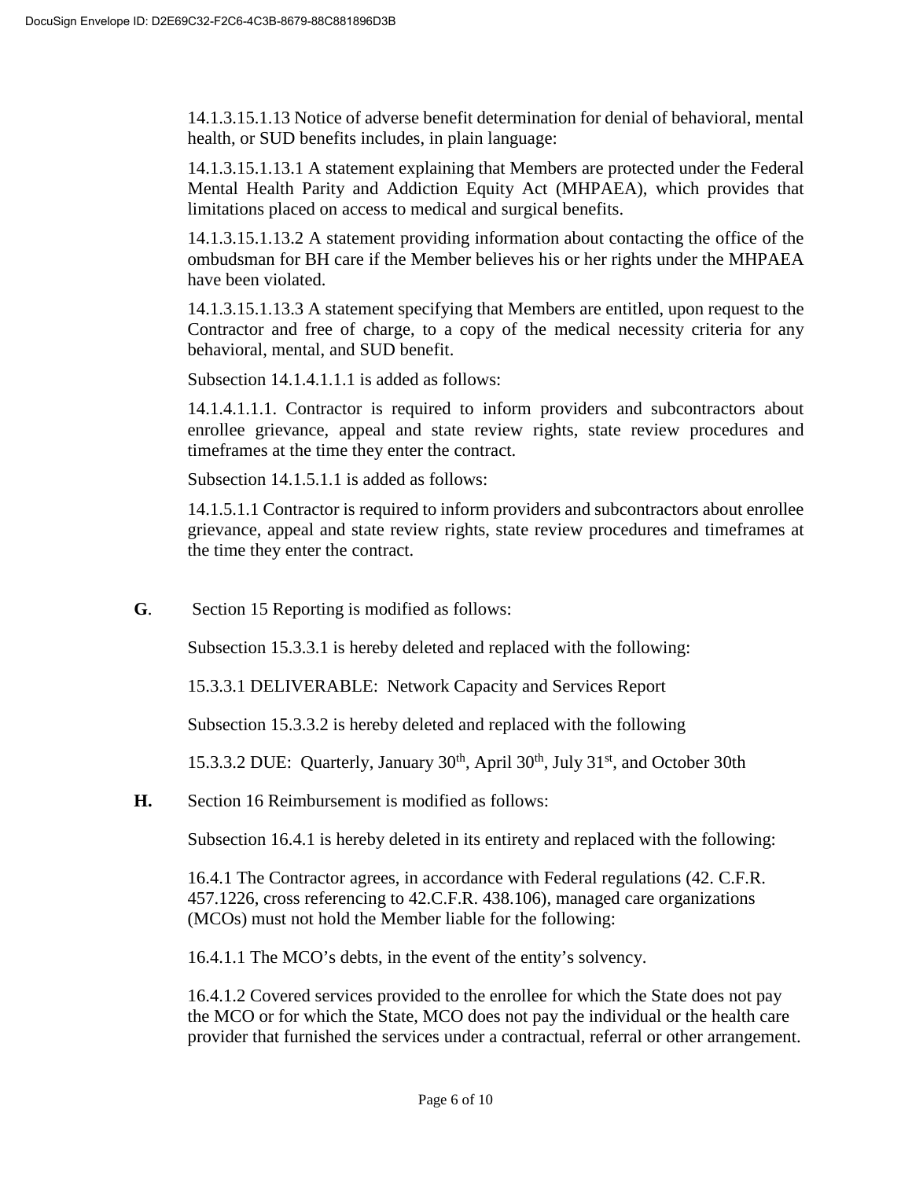14.1.3.15.1.13 Notice of adverse benefit determination for denial of behavioral, mental health, or SUD benefits includes, in plain language:

14.1.3.15.1.13.1 A statement explaining that Members are protected under the Federal Mental Health Parity and Addiction Equity Act (MHPAEA), which provides that limitations placed on access to medical and surgical benefits.

14.1.3.15.1.13.2 A statement providing information about contacting the office of the ombudsman for BH care if the Member believes his or her rights under the MHPAEA have been violated.

14.1.3.15.1.13.3 A statement specifying that Members are entitled, upon request to the Contractor and free of charge, to a copy of the medical necessity criteria for any behavioral, mental, and SUD benefit.

Subsection 14.1.4.1.1.1 is added as follows:

14.1.4.1.1.1. Contractor is required to inform providers and subcontractors about enrollee grievance, appeal and state review rights, state review procedures and timeframes at the time they enter the contract.

Subsection 14.1.5.1.1 is added as follows:

14.1.5.1.1 Contractor is required to inform providers and subcontractors about enrollee grievance, appeal and state review rights, state review procedures and timeframes at the time they enter the contract.

**G**. Section 15 Reporting is modified as follows:

Subsection 15.3.3.1 is hereby deleted and replaced with the following:

15.3.3.1 DELIVERABLE: Network Capacity and Services Report

Subsection 15.3.3.2 is hereby deleted and replaced with the following

15.3.3.2 DUE: Quarterly, January 30th, April 30th, July 31st, and October 30th

**H.** Section 16 Reimbursement is modified as follows:

Subsection 16.4.1 is hereby deleted in its entirety and replaced with the following:

16.4.1 The Contractor agrees, in accordance with Federal regulations (42. C.F.R. 457.1226, cross referencing to 42.C.F.R. 438.106), managed care organizations (MCOs) must not hold the Member liable for the following:

16.4.1.1 The MCO's debts, in the event of the entity's solvency.

16.4.1.2 Covered services provided to the enrollee for which the State does not pay the MCO or for which the State, MCO does not pay the individual or the health care provider that furnished the services under a contractual, referral or other arrangement.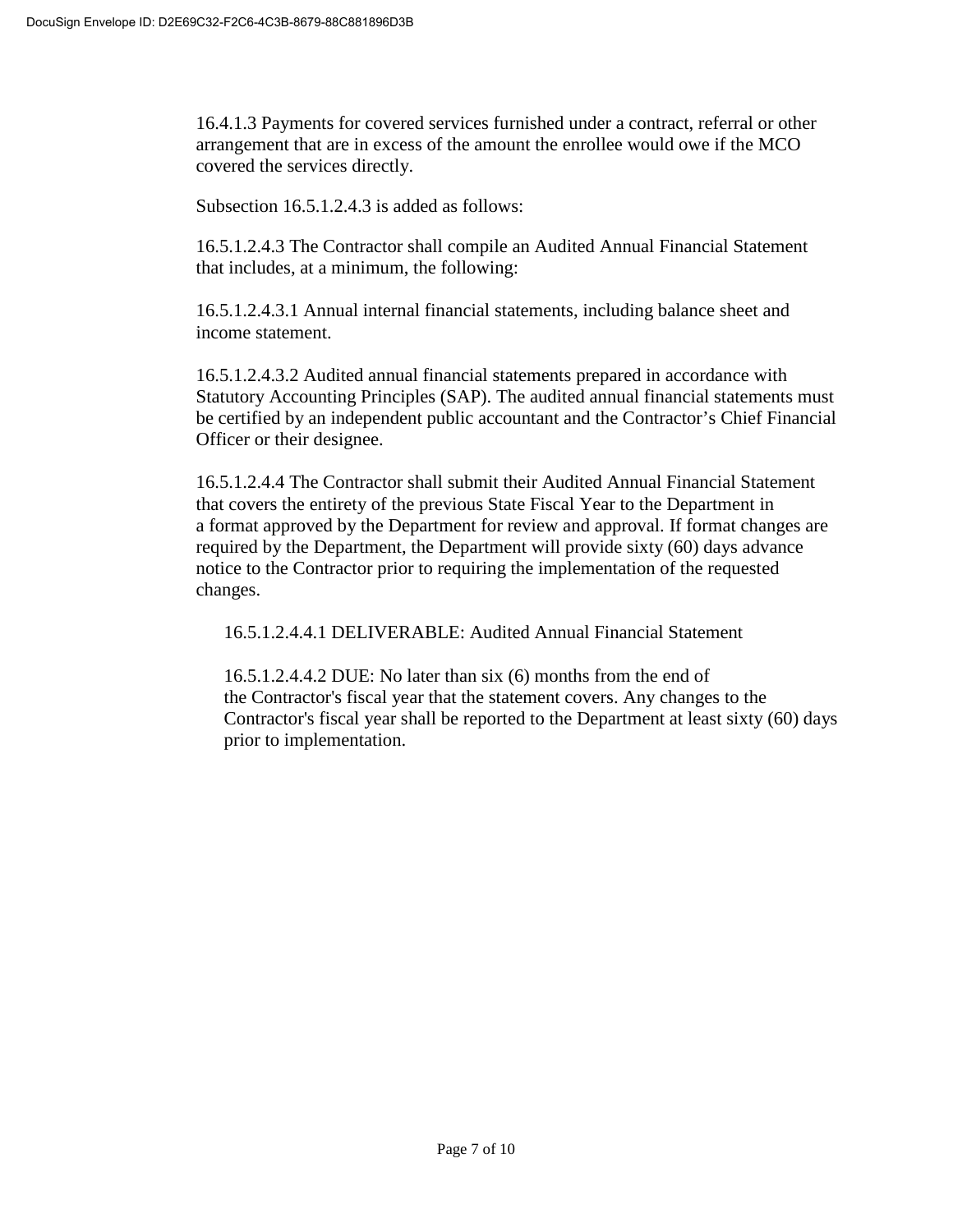16.4.1.3 Payments for covered services furnished under a contract, referral or other arrangement that are in excess of the amount the enrollee would owe if the MCO covered the services directly.

Subsection 16.5.1.2.4.3 is added as follows:

16.5.1.2.4.3 The Contractor shall compile an Audited Annual Financial Statement that includes, at a minimum, the following:

16.5.1.2.4.3.1 Annual internal financial statements, including balance sheet and income statement.

16.5.1.2.4.3.2 Audited annual financial statements prepared in accordance with Statutory Accounting Principles (SAP). The audited annual financial statements must be certified by an independent public accountant and the Contractor's Chief Financial Officer or their designee.

16.5.1.2.4.4 The Contractor shall submit their Audited Annual Financial Statement that covers the entirety of the previous State Fiscal Year to the Department in a format approved by the Department for review and approval. If format changes are required by the Department, the Department will provide sixty (60) days advance notice to the Contractor prior to requiring the implementation of the requested changes.

16.5.1.2.4.4.1 DELIVERABLE: Audited Annual Financial Statement

16.5.1.2.4.4.2 DUE: No later than six (6) months from the end of the Contractor's fiscal year that the statement covers. Any changes to the Contractor's fiscal year shall be reported to the Department at least sixty (60) days prior to implementation.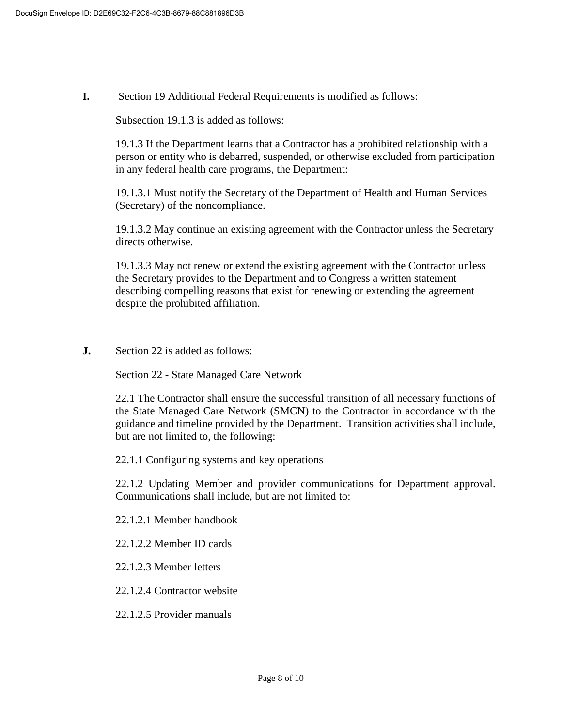**I.** Section 19 Additional Federal Requirements is modified as follows:

Subsection 19.1.3 is added as follows:

19.1.3 If the Department learns that a Contractor has a prohibited relationship with a person or entity who is debarred, suspended, or otherwise excluded from participation in any federal health care programs, the Department:

19.1.3.1 Must notify the Secretary of the Department of Health and Human Services (Secretary) of the noncompliance.

19.1.3.2 May continue an existing agreement with the Contractor unless the Secretary directs otherwise.

19.1.3.3 May not renew or extend the existing agreement with the Contractor unless the Secretary provides to the Department and to Congress a written statement describing compelling reasons that exist for renewing or extending the agreement despite the prohibited affiliation.

**J.** Section 22 is added as follows:

Section 22 - State Managed Care Network

22.1 The Contractor shall ensure the successful transition of all necessary functions of the State Managed Care Network (SMCN) to the Contractor in accordance with the guidance and timeline provided by the Department. Transition activities shall include, but are not limited to, the following:

22.1.1 Configuring systems and key operations

22.1.2 Updating Member and provider communications for Department approval. Communications shall include, but are not limited to:

22.1.2.1 Member handbook

22.1.2.2 Member ID cards

22.1.2.3 Member letters

22.1.2.4 Contractor website

22.1.2.5 Provider manuals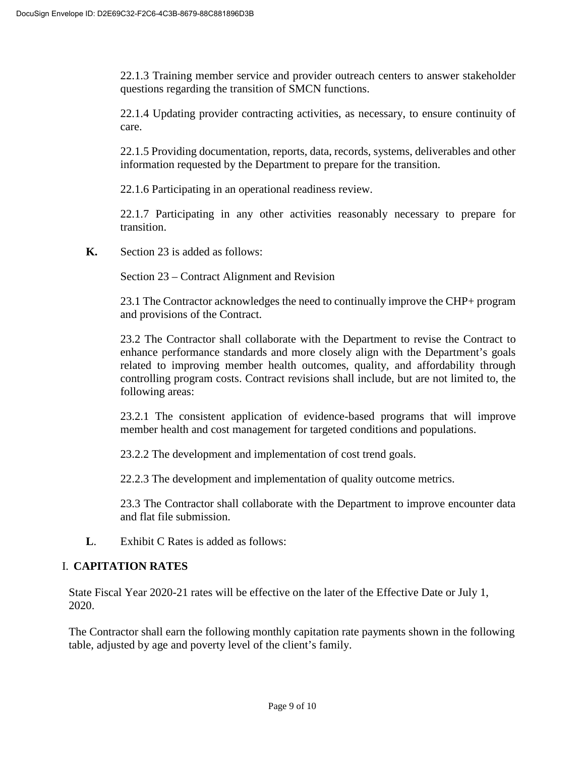22.1.3 Training member service and provider outreach centers to answer stakeholder questions regarding the transition of SMCN functions.

22.1.4 Updating provider contracting activities, as necessary, to ensure continuity of care.

22.1.5 Providing documentation, reports, data, records, systems, deliverables and other information requested by the Department to prepare for the transition.

22.1.6 Participating in an operational readiness review.

22.1.7 Participating in any other activities reasonably necessary to prepare for transition.

**K.** Section 23 is added as follows:

Section 23 – Contract Alignment and Revision

23.1 The Contractor acknowledges the need to continually improve the CHP+ program and provisions of the Contract.

23.2 The Contractor shall collaborate with the Department to revise the Contract to enhance performance standards and more closely align with the Department's goals related to improving member health outcomes, quality, and affordability through controlling program costs. Contract revisions shall include, but are not limited to, the following areas:

23.2.1 The consistent application of evidence-based programs that will improve member health and cost management for targeted conditions and populations.

23.2.2 The development and implementation of cost trend goals.

22.2.3 The development and implementation of quality outcome metrics.

23.3 The Contractor shall collaborate with the Department to improve encounter data and flat file submission.

**L**. Exhibit C Rates is added as follows:

## I. CAPITATION RATES

State Fiscal Year 2020-21 rates will be effective on the later of the Effective Date or July 1, 2020.

The Contractor shall earn the following monthly capitation rate payments shown in the following table, adjusted by age and poverty level of the client's family.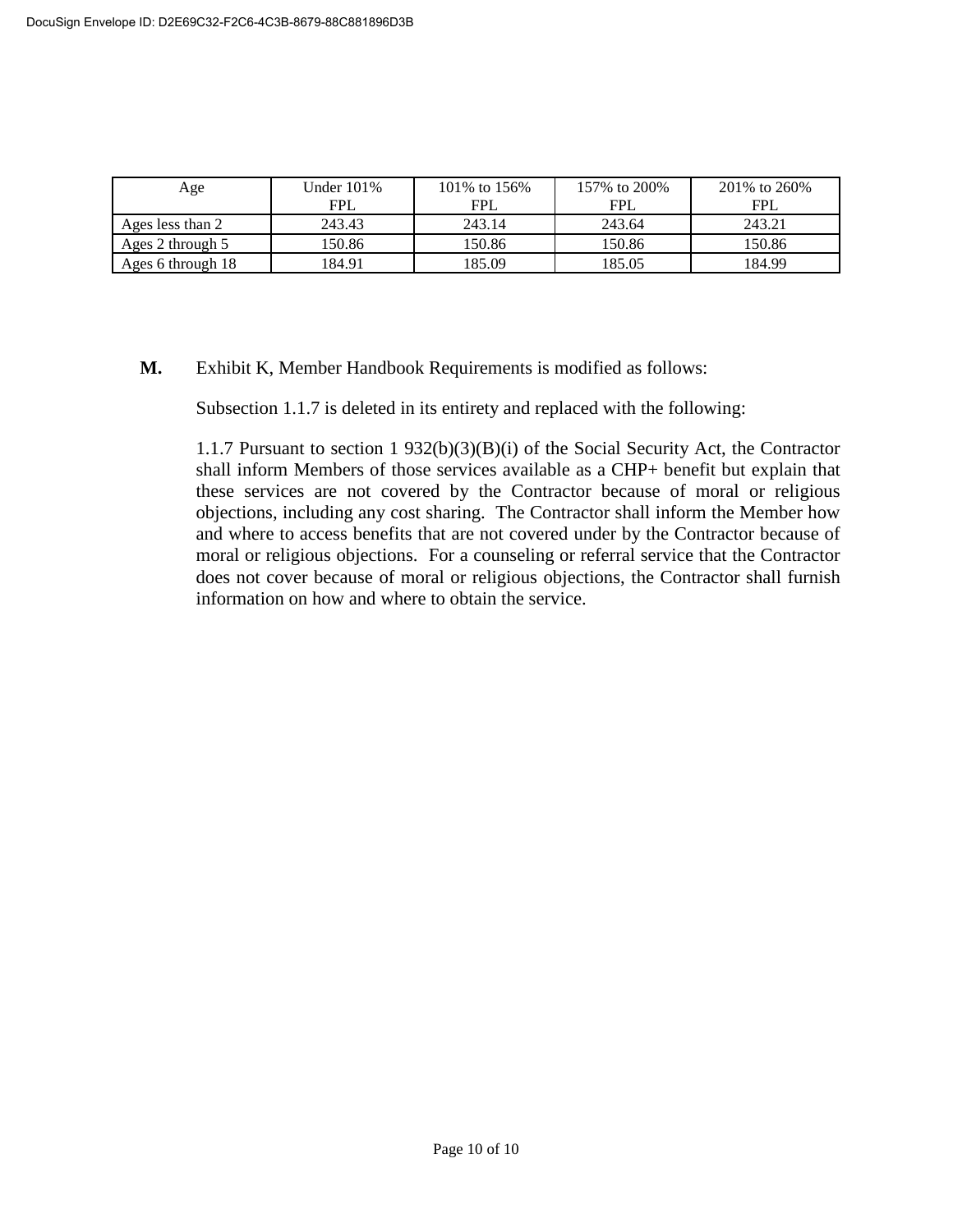| Age | Under 101% FPL | 101% to 156% FPL | 157% to 200% FPL | 201% to 260% FPL |
|---|---|---|---|---|
| Ages less than 2 | 243.43 | 243.14 | 243.64 | 243.21 |
| Ages 2 through 5 | 150.86 | 150.86 | 150.86 | 150.86 |
| Ages 6 through 18 | 184.91 | 185.09 | 185.05 | 184.99 |

**M.** Exhibit K, Member Handbook Requirements is modified as follows:

Subsection 1.1.7 is deleted in its entirety and replaced with the following:

1.1.7 Pursuant to section 1 932(b)(3)(B)(i) of the Social Security Act, the Contractor shall inform Members of those services available as a CHP+ benefit but explain that these services are not covered by the Contractor because of moral or religious objections, including any cost sharing. The Contractor shall inform the Member how and where to access benefits that are not covered under by the Contractor because of moral or religious objections. For a counseling or referral service that the Contractor does not cover because of moral or religious objections, the Contractor shall furnish information on how and where to obtain the service.